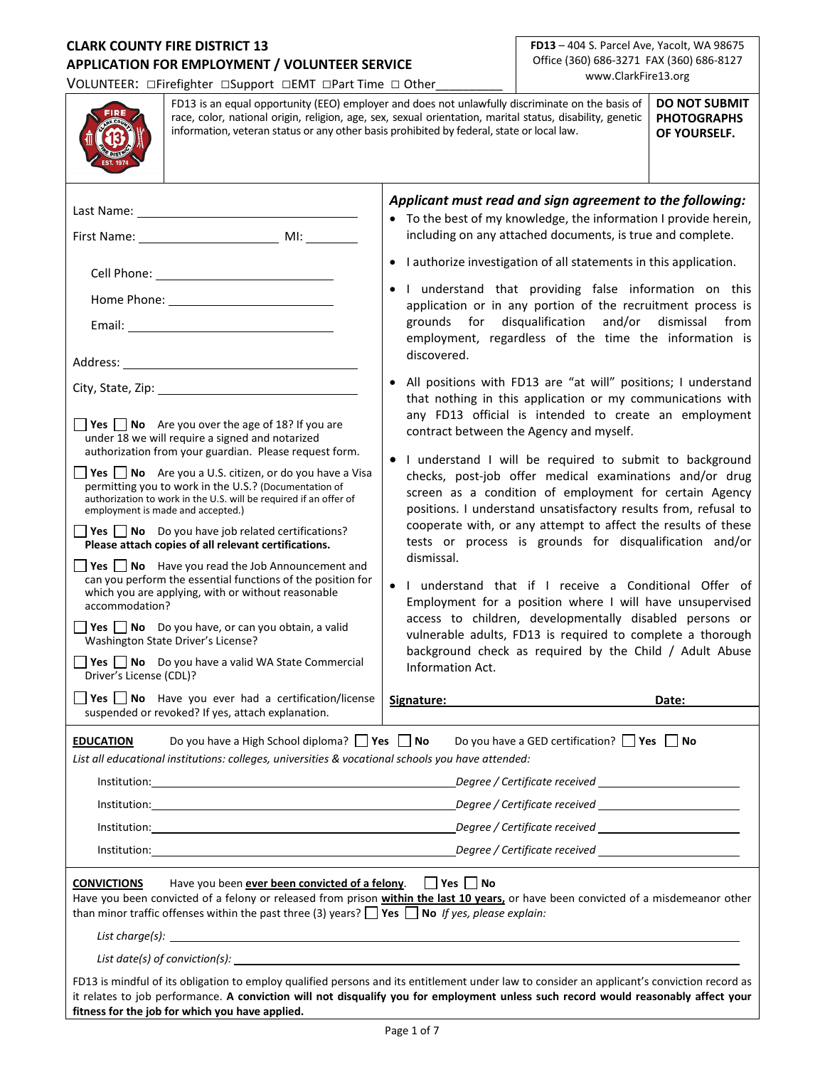**CLARK COUNTY FIRE DISTRICT 13**
**APPLICATION FOR EMPLOYMENT / VOLUNTEER SERVICE**

VOLUNTEER: ☐Firefighter ☐Support ☐EMT ☐Part Time ☐ Other__________

**FD13** – 404 S. Parcel Ave, Yacolt, WA 98675
Office (360) 686-3271 FAX (360) 686-8127
www.ClarkFire13.org

FD13 is an equal opportunity (EEO) employer and does not unlawfully discriminate on the basis of race, color, national origin, religion, age, sex, sexual orientation, marital status, disability, genetic information, veteran status or any other basis prohibited by federal, state or local law.

**DO NOT SUBMIT PHOTOGRAPHS OF YOURSELF.**

Last Name: ______________________

First Name: ______________________ MI: ________

Cell Phone: ______________________

Home Phone: ______________________

Email: ______________________

Address: ______________________

City, State, Zip: ______________________

☐ **Yes** ☐ **No** Are you over the age of 18? If you are under 18 we will require a signed and notarized authorization from your guardian. Please request form.

☐ **Yes** ☐ **No** Are you a U.S. citizen, or do you have a Visa permitting you to work in the U.S.? (Documentation of authorization to work in the U.S. will be required if an offer of employment is made and accepted.)

☐ **Yes** ☐ **No** Do you have job related certifications? **Please attach copies of all relevant certifications.**

☐ **Yes** ☐ **No** Have you read the Job Announcement and can you perform the essential functions of the position for which you are applying, with or without reasonable accommodation?

☐ **Yes** ☐ **No** Do you have, or can you obtain, a valid Washington State Driver's License?

☐ **Yes** ☐ **No** Do you have a valid WA State Commercial Driver's License (CDL)?

☐ **Yes** ☐ **No** Have you ever had a certification/license suspended or revoked? If yes, attach explanation.

***Applicant must read and sign agreement to the following:***

- To the best of my knowledge, the information I provide herein, including on any attached documents, is true and complete.
- I authorize investigation of all statements in this application.
- I understand that providing false information on this application or in any portion of the recruitment process is grounds for disqualification and/or dismissal from employment, regardless of the time the information is discovered.
- All positions with FD13 are "at will" positions; I understand that nothing in this application or my communications with any FD13 official is intended to create an employment contract between the Agency and myself.
- I understand I will be required to submit to background checks, post-job offer medical examinations and/or drug screen as a condition of employment for certain Agency positions. I understand unsatisfactory results from, refusal to cooperate with, or any attempt to affect the results of these tests or process is grounds for disqualification and/or dismissal.
- I understand that if I receive a Conditional Offer of Employment for a position where I will have unsupervised access to children, developmentally disabled persons or vulnerable adults, FD13 is required to complete a thorough background check as required by the Child / Adult Abuse Information Act.

**Signature:** ______________________ **Date:** __________

**EDUCATION** Do you have a High School diploma? ☐ **Yes** ☐ **No** Do you have a GED certification? ☐ **Yes** ☐ **No**

*List all educational institutions: colleges, universities & vocational schools you have attended:*

Institution: ______________________ *Degree / Certificate received* ______________

Institution: ______________________ *Degree / Certificate received* ______________

Institution: ______________________ *Degree / Certificate received* ______________

Institution: ______________________ *Degree / Certificate received* ______________

**CONVICTIONS** Have you been **ever been convicted of a felony**. ☐ **Yes** ☐ **No**

Have you been convicted of a felony or released from prison **within the last 10 years,** or have been convicted of a misdemeanor other than minor traffic offenses within the past three (3) years? ☐ **Yes** ☐ **No** *If yes, please explain:*

*List charge(s):* ______________________

*List date(s) of conviction(s):* ______________________

FD13 is mindful of its obligation to employ qualified persons and its entitlement under law to consider an applicant's conviction record as it relates to job performance. **A conviction will not disqualify you for employment unless such record would reasonably affect your fitness for the job for which you have applied.**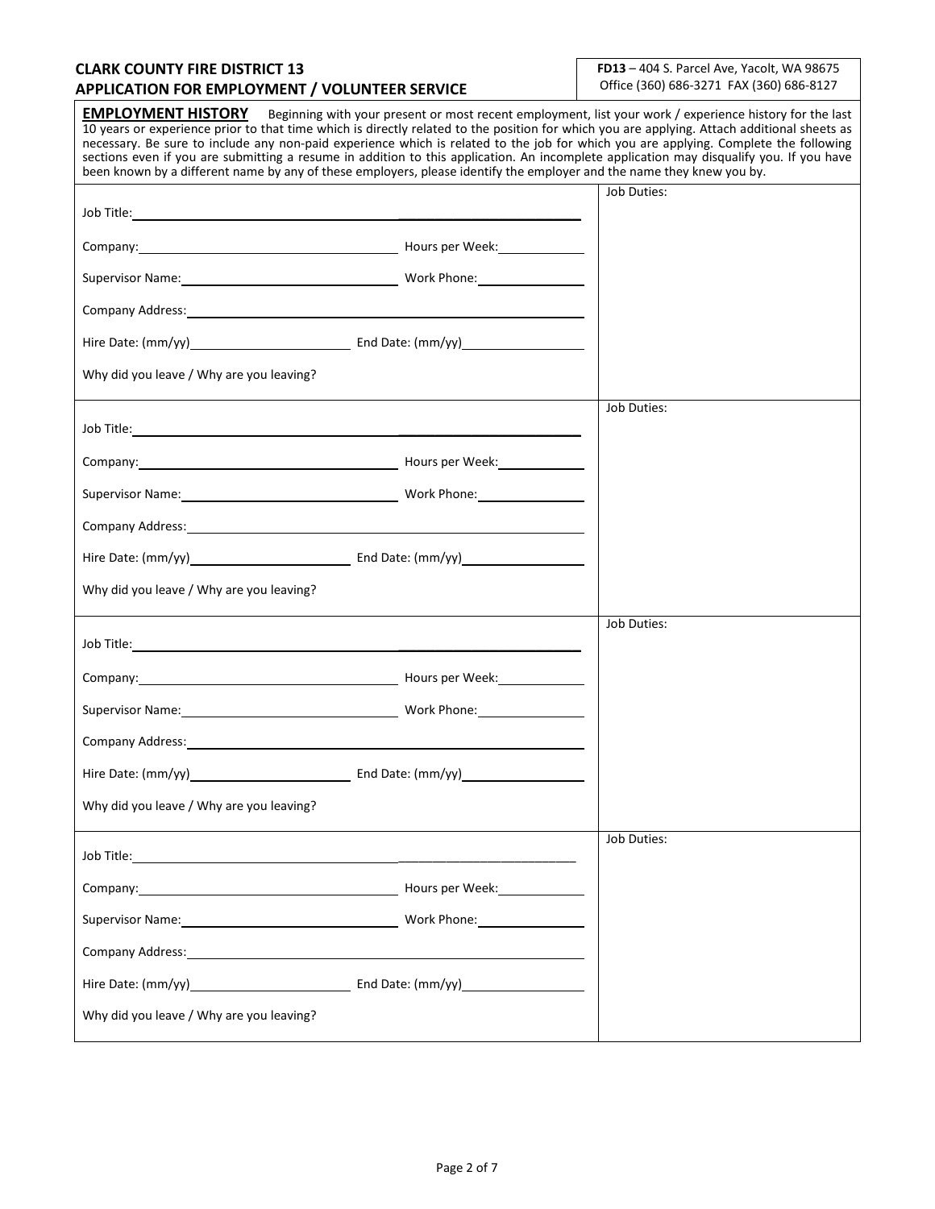**CLARK COUNTY FIRE DISTRICT 13**
**APPLICATION FOR EMPLOYMENT / VOLUNTEER SERVICE**

**FD13** – 404 S. Parcel Ave, Yacolt, WA 98675
Office (360) 686-3271 FAX (360) 686-8127

## EMPLOYMENT HISTORY

Beginning with your present or most recent employment, list your work / experience history for the last 10 years or experience prior to that time which is directly related to the position for which you are applying. Attach additional sheets as necessary. Be sure to include any non-paid experience which is related to the job for which you are applying. Complete the following sections even if you are submitting a resume in addition to this application. An incomplete application may disqualify you. If you have been known by a different name by any of these employers, please identify the employer and the name they knew you by.

| | Job Duties: |
|---|---|
| Job Title: ______________________________ | |
| Company: ____________________ Hours per Week: __________ | |
| Supervisor Name: ____________________ Work Phone: __________ | |
| Company Address: ______________________________ | |
| Hire Date: (mm/yy) __________ End Date: (mm/yy) __________ | |
| Why did you leave / Why are you leaving? | |

| | Job Duties: |
|---|---|
| Job Title: ______________________________ | |
| Company: ____________________ Hours per Week: __________ | |
| Supervisor Name: ____________________ Work Phone: __________ | |
| Company Address: ______________________________ | |
| Hire Date: (mm/yy) __________ End Date: (mm/yy) __________ | |
| Why did you leave / Why are you leaving? | |

| | Job Duties: |
|---|---|
| Job Title: ______________________________ | |
| Company: ____________________ Hours per Week: __________ | |
| Supervisor Name: ____________________ Work Phone: __________ | |
| Company Address: ______________________________ | |
| Hire Date: (mm/yy) __________ End Date: (mm/yy) __________ | |
| Why did you leave / Why are you leaving? | |

| | Job Duties: |
|---|---|
| Job Title: ______________________________ | |
| Company: ____________________ Hours per Week: __________ | |
| Supervisor Name: ____________________ Work Phone: __________ | |
| Company Address: ______________________________ | |
| Hire Date: (mm/yy) __________ End Date: (mm/yy) __________ | |
| Why did you leave / Why are you leaving? | |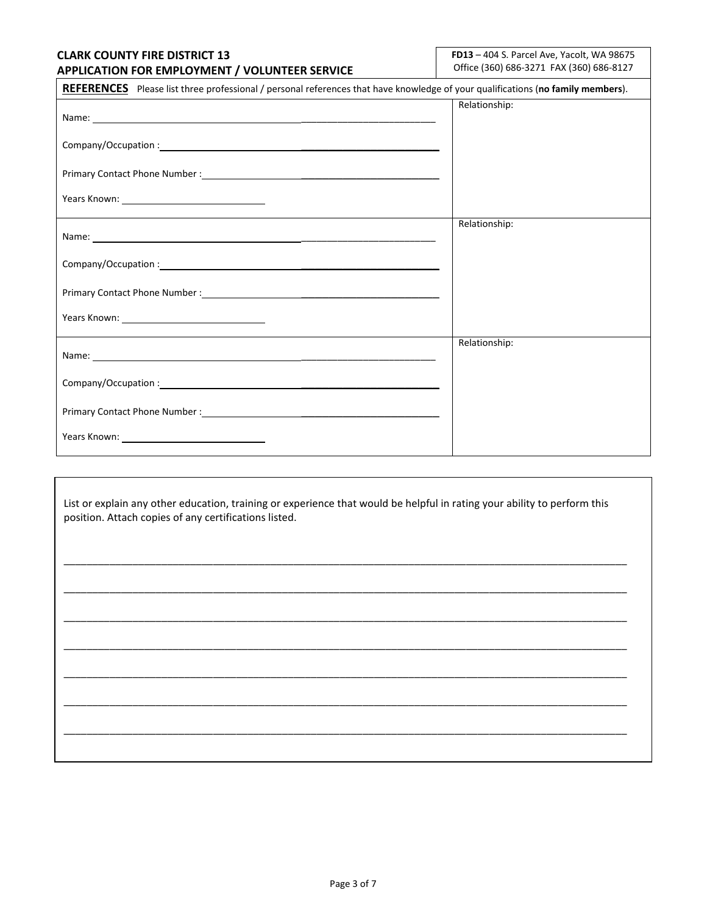**CLARK COUNTY FIRE DISTRICT 13**
**APPLICATION FOR EMPLOYMENT / VOLUNTEER SERVICE**

**FD13** – 404 S. Parcel Ave, Yacolt, WA 98675
Office (360) 686-3271 FAX (360) 686-8127

## REFERENCES

Please list three professional / personal references that have knowledge of your qualifications (**no family members**).

| Reference | Relationship |
|---|---|
| Name: ___________________________________________<br>Company/Occupation : _____________________________<br>Primary Contact Phone Number : _____________________<br>Years Known: ____________________ | Relationship: |
| Name: ___________________________________________<br>Company/Occupation : _____________________________<br>Primary Contact Phone Number : _____________________<br>Years Known: ____________________ | Relationship: |
| Name: ___________________________________________<br>Company/Occupation : _____________________________<br>Primary Contact Phone Number : _____________________<br>Years Known: ____________________ | Relationship: |

List or explain any other education, training or experience that would be helpful in rating your ability to perform this position. Attach copies of any certifications listed.

_____________________________________________________________________________________

_____________________________________________________________________________________

_____________________________________________________________________________________

_____________________________________________________________________________________

_____________________________________________________________________________________

_____________________________________________________________________________________

_____________________________________________________________________________________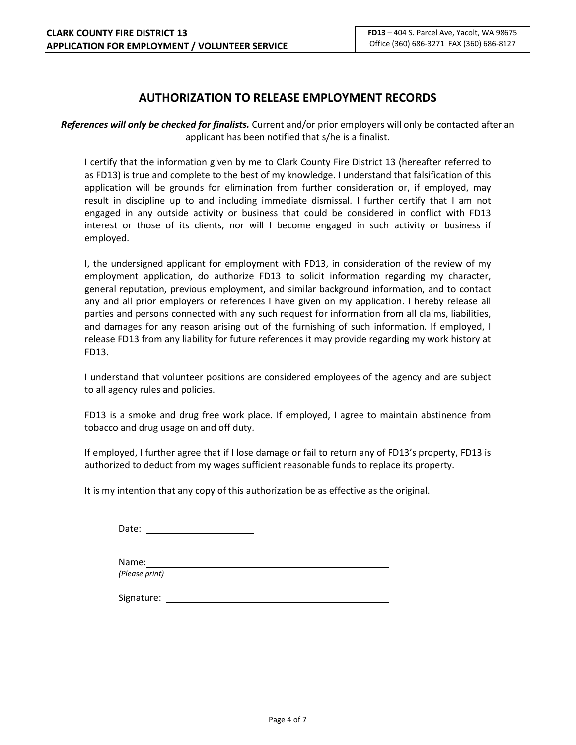**CLARK COUNTY FIRE DISTRICT 13**
**APPLICATION FOR EMPLOYMENT / VOLUNTEER SERVICE**

**FD13** – 404 S. Parcel Ave, Yacolt, WA 98675
Office (360) 686-3271 FAX (360) 686-8127

## AUTHORIZATION TO RELEASE EMPLOYMENT RECORDS

***References will only be checked for finalists.*** Current and/or prior employers will only be contacted after an applicant has been notified that s/he is a finalist.

I certify that the information given by me to Clark County Fire District 13 (hereafter referred to as FD13) is true and complete to the best of my knowledge. I understand that falsification of this application will be grounds for elimination from further consideration or, if employed, may result in discipline up to and including immediate dismissal. I further certify that I am not engaged in any outside activity or business that could be considered in conflict with FD13 interest or those of its clients, nor will I become engaged in such activity or business if employed.

I, the undersigned applicant for employment with FD13, in consideration of the review of my employment application, do authorize FD13 to solicit information regarding my character, general reputation, previous employment, and similar background information, and to contact any and all prior employers or references I have given on my application. I hereby release all parties and persons connected with any such request for information from all claims, liabilities, and damages for any reason arising out of the furnishing of such information. If employed, I release FD13 from any liability for future references it may provide regarding my work history at FD13.

I understand that volunteer positions are considered employees of the agency and are subject to all agency rules and policies.

FD13 is a smoke and drug free work place. If employed, I agree to maintain abstinence from tobacco and drug usage on and off duty.

If employed, I further agree that if I lose damage or fail to return any of FD13's property, FD13 is authorized to deduct from my wages sufficient reasonable funds to replace its property.

It is my intention that any copy of this authorization be as effective as the original.

Date: ____________________

Name: ____________________________________________
*(Please print)*

Signature: ____________________________________________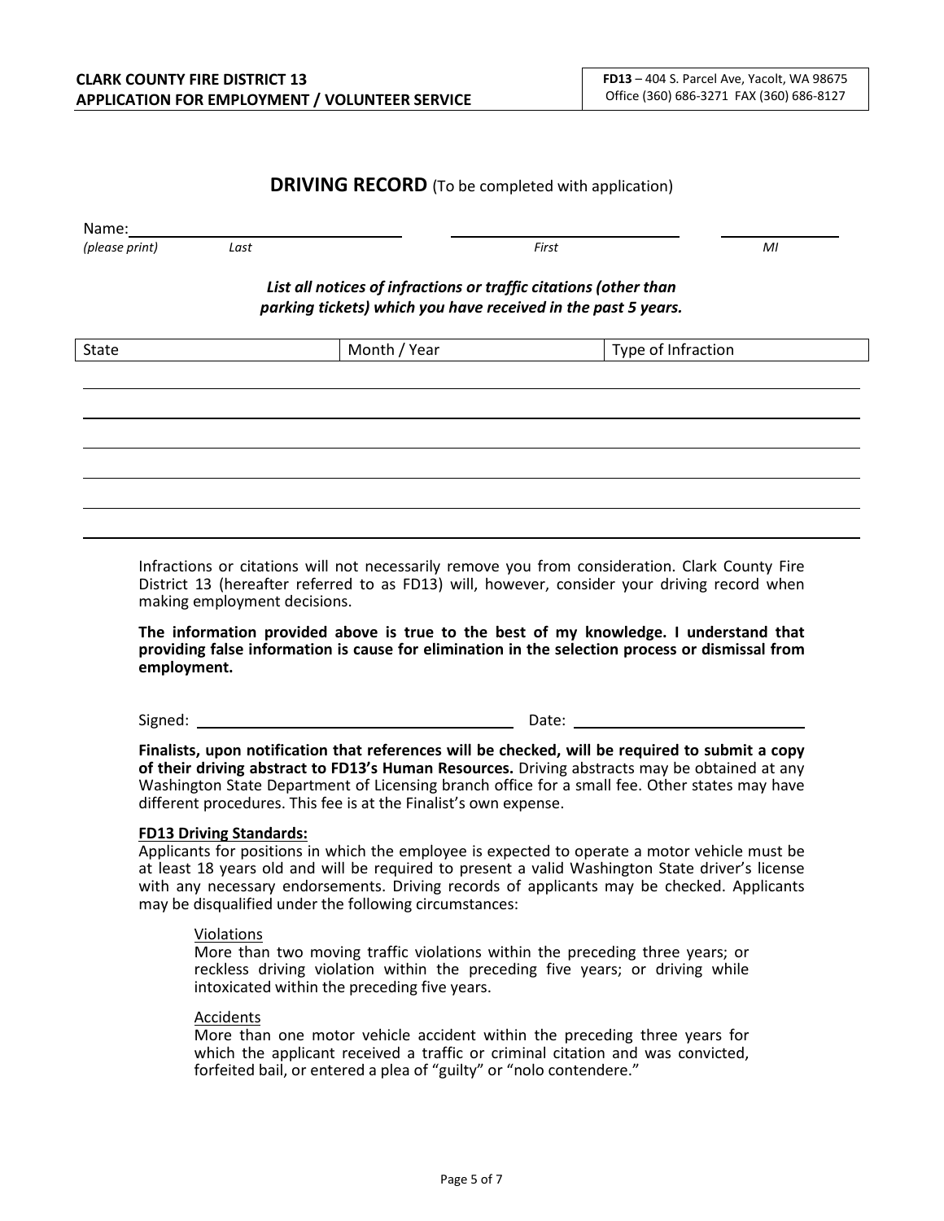**CLARK COUNTY FIRE DISTRICT 13**
**APPLICATION FOR EMPLOYMENT / VOLUNTEER SERVICE**

**FD13** – 404 S. Parcel Ave, Yacolt, WA 98675
Office (360) 686-3271 FAX (360) 686-8127

## DRIVING RECORD (To be completed with application)

Name: ______________________ ______________________ __________
*(please print)* *Last* *First* *MI*

***List all notices of infractions or traffic citations (other than parking tickets) which you have received in the past 5 years.***

| State | Month / Year | Type of Infraction |
|---|---|---|
| | | |
| | | |
| | | |
| | | |
| | | |
| | | |

Infractions or citations will not necessarily remove you from consideration. Clark County Fire District 13 (hereafter referred to as FD13) will, however, consider your driving record when making employment decisions.

**The information provided above is true to the best of my knowledge. I understand that providing false information is cause for elimination in the selection process or dismissal from employment.**

Signed: ______________________ Date: ______________________

**Finalists, upon notification that references will be checked, will be required to submit a copy of their driving abstract to FD13's Human Resources.** Driving abstracts may be obtained at any Washington State Department of Licensing branch office for a small fee. Other states may have different procedures. This fee is at the Finalist's own expense.

**FD13 Driving Standards:**
Applicants for positions in which the employee is expected to operate a motor vehicle must be at least 18 years old and will be required to present a valid Washington State driver's license with any necessary endorsements. Driving records of applicants may be checked. Applicants may be disqualified under the following circumstances:

Violations
More than two moving traffic violations within the preceding three years; or reckless driving violation within the preceding five years; or driving while intoxicated within the preceding five years.

Accidents
More than one motor vehicle accident within the preceding three years for which the applicant received a traffic or criminal citation and was convicted, forfeited bail, or entered a plea of "guilty" or "nolo contendere."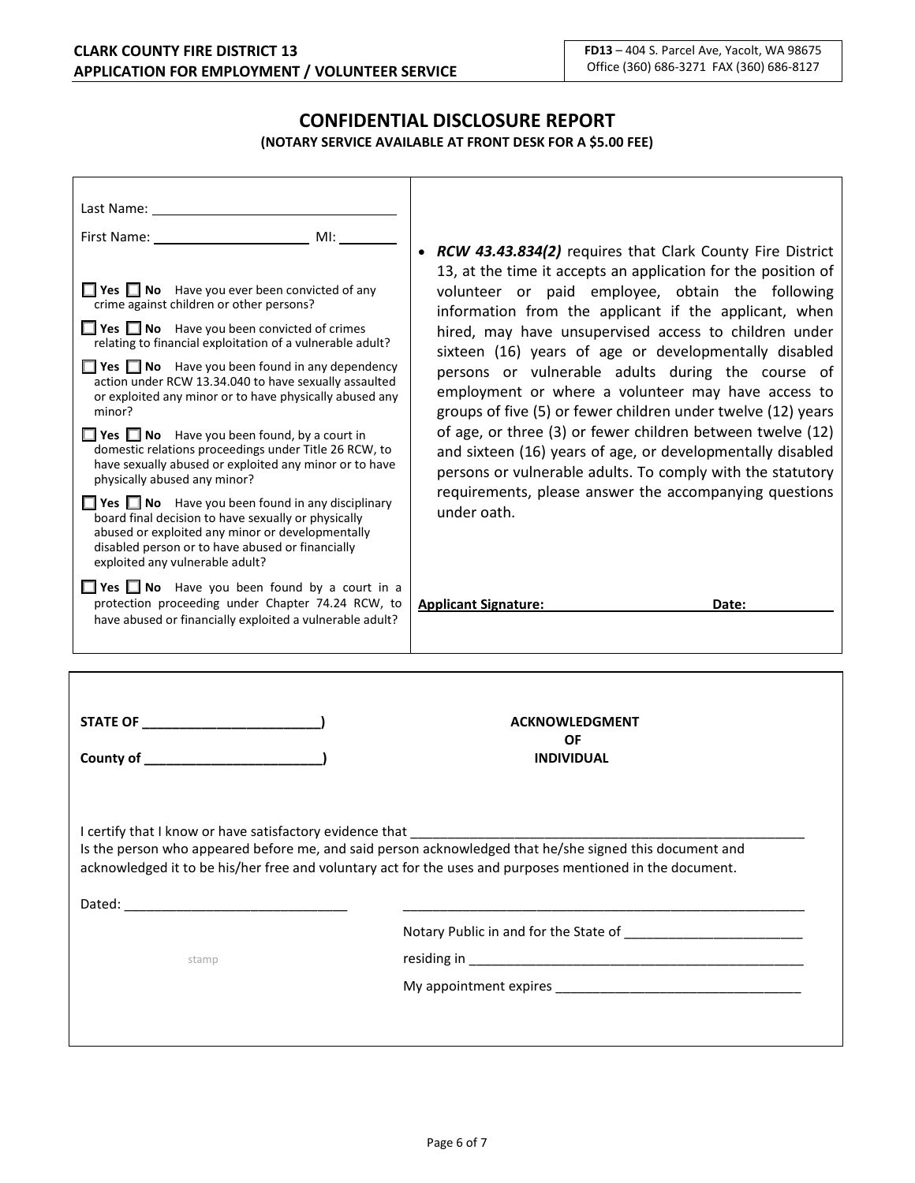**CLARK COUNTY FIRE DISTRICT 13**
**APPLICATION FOR EMPLOYMENT / VOLUNTEER SERVICE**

**FD13** – 404 S. Parcel Ave, Yacolt, WA 98675
Office (360) 686-3271 FAX (360) 686-8127

# CONFIDENTIAL DISCLOSURE REPORT

**(NOTARY SERVICE AVAILABLE AT FRONT DESK FOR A $5.00 FEE)**

Last Name: ______________________________

First Name: ____________________ MI: ________

☐ **Yes** ☐ **No** Have you ever been convicted of any crime against children or other persons?

☐ **Yes** ☐ **No** Have you been convicted of crimes relating to financial exploitation of a vulnerable adult?

☐ **Yes** ☐ **No** Have you been found in any dependency action under RCW 13.34.040 to have sexually assaulted or exploited any minor or to have physically abused any minor?

☐ **Yes** ☐ **No** Have you been found, by a court in domestic relations proceedings under Title 26 RCW, to have sexually abused or exploited any minor or to have physically abused any minor?

☐ **Yes** ☐ **No** Have you been found in any disciplinary board final decision to have sexually or physically abused or exploited any minor or developmentally disabled person or to have abused or financially exploited any vulnerable adult?

☐ **Yes** ☐ **No** Have you been found by a court in a protection proceeding under Chapter 74.24 RCW, to have abused or financially exploited a vulnerable adult?

- ***RCW 43.43.834(2)*** requires that Clark County Fire District 13, at the time it accepts an application for the position of volunteer or paid employee, obtain the following information from the applicant if the applicant, when hired, may have unsupervised access to children under sixteen (16) years of age or developmentally disabled persons or vulnerable adults during the course of employment or where a volunteer may have access to groups of five (5) or fewer children under twelve (12) years of age, or three (3) or fewer children between twelve (12) and sixteen (16) years of age, or developmentally disabled persons or vulnerable adults. To comply with the statutory requirements, please answer the accompanying questions under oath.

**Applicant Signature:** ______________________ **Date:** ____________

---

**STATE OF ________________________)**

**County of ________________________)**

**ACKNOWLEDGMENT OF INDIVIDUAL**

I certify that I know or have satisfactory evidence that ______________________________________________________
Is the person who appeared before me, and said person acknowledged that he/she signed this document and acknowledged it to be his/her free and voluntary act for the uses and purposes mentioned in the document.

Dated: ______________________________

stamp

________________________________________________________

Notary Public in and for the State of ________________________

residing in ______________________________________________

My appointment expires _________________________________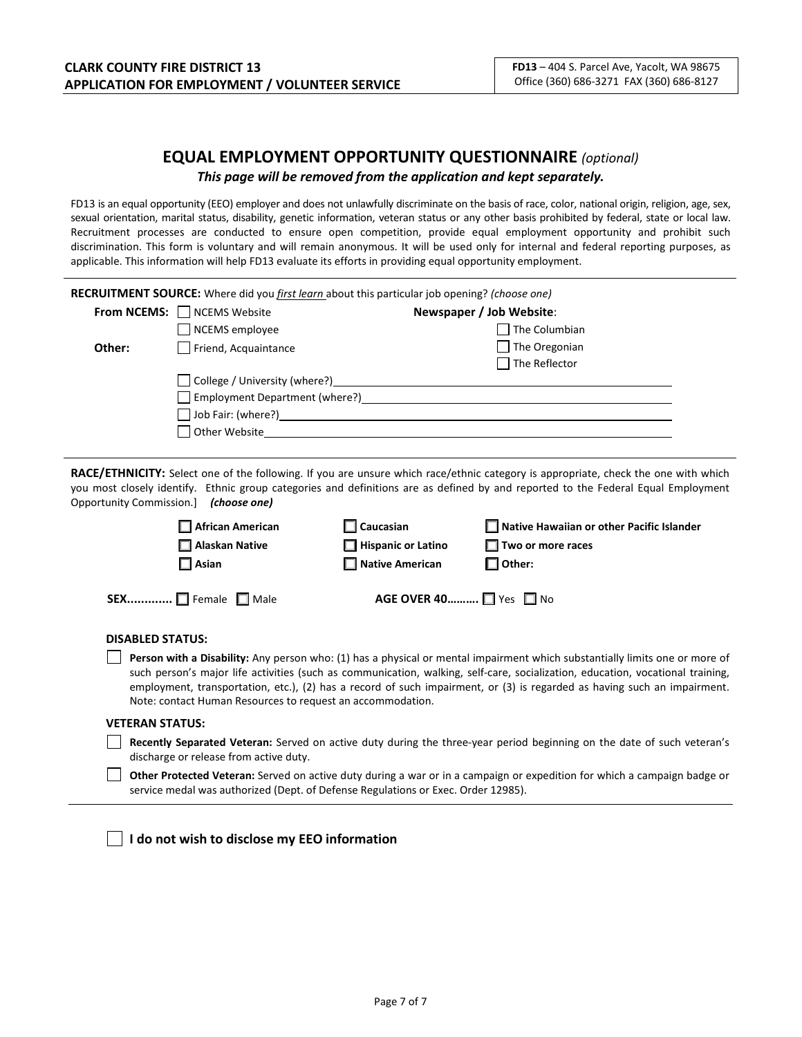**CLARK COUNTY FIRE DISTRICT 13**
**APPLICATION FOR EMPLOYMENT / VOLUNTEER SERVICE**

**FD13** – 404 S. Parcel Ave, Yacolt, WA 98675
Office (360) 686-3271 FAX (360) 686-8127

# EQUAL EMPLOYMENT OPPORTUNITY QUESTIONNAIRE *(optional)*

***This page will be removed from the application and kept separately.***

FD13 is an equal opportunity (EEO) employer and does not unlawfully discriminate on the basis of race, color, national origin, religion, age, sex, sexual orientation, marital status, disability, genetic information, veteran status or any other basis prohibited by federal, state or local law. Recruitment processes are conducted to ensure open competition, provide equal employment opportunity and prohibit such discrimination. This form is voluntary and will remain anonymous. It will be used only for internal and federal reporting purposes, as applicable. This information will help FD13 evaluate its efforts in providing equal opportunity employment.

---

**RECRUITMENT SOURCE:** Where did you *first learn* about this particular job opening? *(choose one)*

**From NCEMS:**
- ☐ NCEMS Website
- ☐ NCEMS employee

**Newspaper / Job Website:**
- ☐ The Columbian
- ☐ The Oregonian
- ☐ The Reflector

**Other:**
- ☐ Friend, Acquaintance
- ☐ College / University (where?)\_\_\_\_\_\_\_\_\_\_\_\_\_\_\_\_\_\_\_\_
- ☐ Employment Department (where?)\_\_\_\_\_\_\_\_\_\_\_\_\_\_\_\_\_\_\_\_
- ☐ Job Fair: (where?)\_\_\_\_\_\_\_\_\_\_\_\_\_\_\_\_\_\_\_\_
- ☐ Other Website\_\_\_\_\_\_\_\_\_\_\_\_\_\_\_\_\_\_\_\_

---

**RACE/ETHNICITY:** Select one of the following. If you are unsure which race/ethnic category is appropriate, check the one with which you most closely identify. Ethnic group categories and definitions are as defined by and reported to the Federal Equal Employment Opportunity Commission.] *(choose one)*

- ☐ **African American**
- ☐ **Alaskan Native**
- ☐ **Asian**
- ☐ **Caucasian**
- ☐ **Hispanic or Latino**
- ☐ **Native American**
- ☐ **Native Hawaiian or other Pacific Islander**
- ☐ **Two or more races**
- ☐ **Other:**

**SEX............** ☐ Female ☐ Male

**AGE OVER 40……….** ☐ Yes ☐ No

**DISABLED STATUS:**

☐ **Person with a Disability:** Any person who: (1) has a physical or mental impairment which substantially limits one or more of such person's major life activities (such as communication, walking, self-care, socialization, education, vocational training, employment, transportation, etc.), (2) has a record of such impairment, or (3) is regarded as having such an impairment. Note: contact Human Resources to request an accommodation.

**VETERAN STATUS:**

☐ **Recently Separated Veteran:** Served on active duty during the three-year period beginning on the date of such veteran's discharge or release from active duty.

☐ **Other Protected Veteran:** Served on active duty during a war or in a campaign or expedition for which a campaign badge or service medal was authorized (Dept. of Defense Regulations or Exec. Order 12985).

---

☐ **I do not wish to disclose my EEO information**